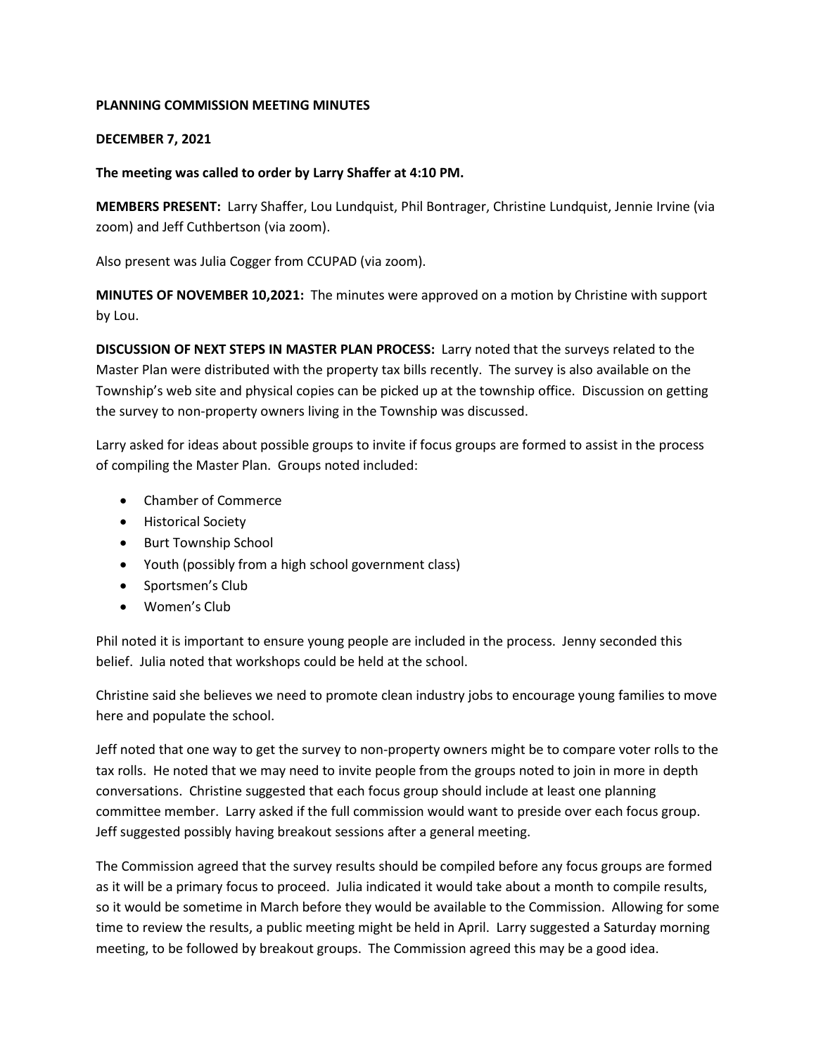**PLANNING COMMISSION MEETING MINUTES**

**DECEMBER 7, 2021**

**The meeting was called to order by Larry Shaffer at 4:10 PM.**

**MEMBERS PRESENT:** Larry Shaffer, Lou Lundquist, Phil Bontrager, Christine Lundquist, Jennie Irvine (via zoom) and Jeff Cuthbertson (via zoom).

Also present was Julia Cogger from CCUPAD (via zoom).

**MINUTES OF NOVEMBER 10,2021:** The minutes were approved on a motion by Christine with support by Lou.

**DISCUSSION OF NEXT STEPS IN MASTER PLAN PROCESS:** Larry noted that the surveys related to the Master Plan were distributed with the property tax bills recently. The survey is also available on the Township's web site and physical copies can be picked up at the township office. Discussion on getting the survey to non-property owners living in the Township was discussed.

Larry asked for ideas about possible groups to invite if focus groups are formed to assist in the process of compiling the Master Plan. Groups noted included:

- Chamber of Commerce
- Historical Society
- Burt Township School
- Youth (possibly from a high school government class)
- Sportsmen's Club
- Women's Club

Phil noted it is important to ensure young people are included in the process. Jenny seconded this belief. Julia noted that workshops could be held at the school.

Christine said she believes we need to promote clean industry jobs to encourage young families to move here and populate the school.

Jeff noted that one way to get the survey to non-property owners might be to compare voter rolls to the tax rolls. He noted that we may need to invite people from the groups noted to join in more in depth conversations. Christine suggested that each focus group should include at least one planning committee member. Larry asked if the full commission would want to preside over each focus group. Jeff suggested possibly having breakout sessions after a general meeting.

The Commission agreed that the survey results should be compiled before any focus groups are formed as it will be a primary focus to proceed. Julia indicated it would take about a month to compile results, so it would be sometime in March before they would be available to the Commission. Allowing for some time to review the results, a public meeting might be held in April. Larry suggested a Saturday morning meeting, to be followed by breakout groups. The Commission agreed this may be a good idea.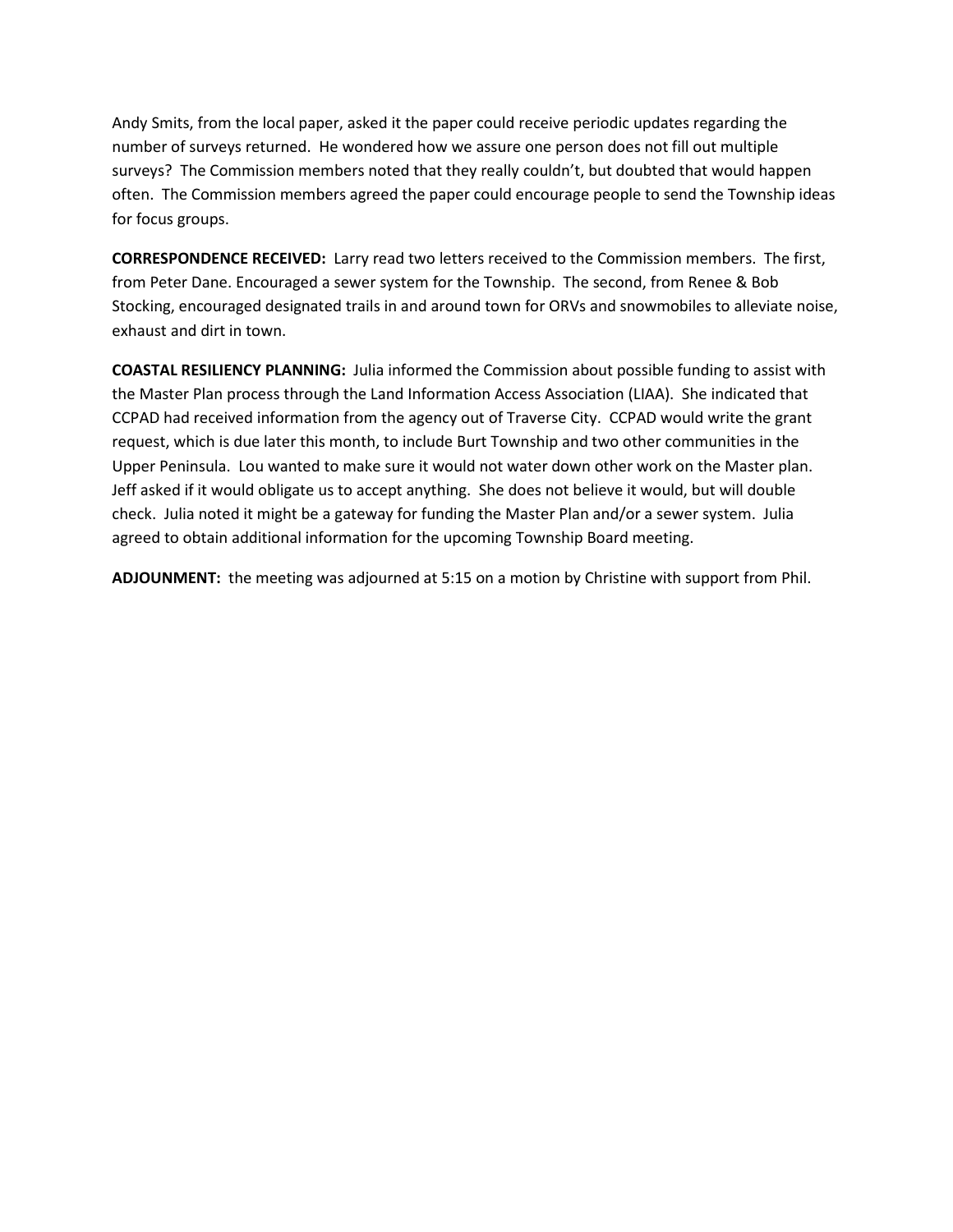Andy Smits, from the local paper, asked it the paper could receive periodic updates regarding the number of surveys returned. He wondered how we assure one person does not fill out multiple surveys? The Commission members noted that they really couldn't, but doubted that would happen often. The Commission members agreed the paper could encourage people to send the Township ideas for focus groups.

**CORRESPONDENCE RECEIVED:** Larry read two letters received to the Commission members. The first, from Peter Dane. Encouraged a sewer system for the Township. The second, from Renee & Bob Stocking, encouraged designated trails in and around town for ORVs and snowmobiles to alleviate noise, exhaust and dirt in town.

**COASTAL RESILIENCY PLANNING:** Julia informed the Commission about possible funding to assist with the Master Plan process through the Land Information Access Association (LIAA). She indicated that CCPAD had received information from the agency out of Traverse City. CCPAD would write the grant request, which is due later this month, to include Burt Township and two other communities in the Upper Peninsula. Lou wanted to make sure it would not water down other work on the Master plan. Jeff asked if it would obligate us to accept anything. She does not believe it would, but will double check. Julia noted it might be a gateway for funding the Master Plan and/or a sewer system. Julia agreed to obtain additional information for the upcoming Township Board meeting.

**ADJOUNMENT:** the meeting was adjourned at 5:15 on a motion by Christine with support from Phil.